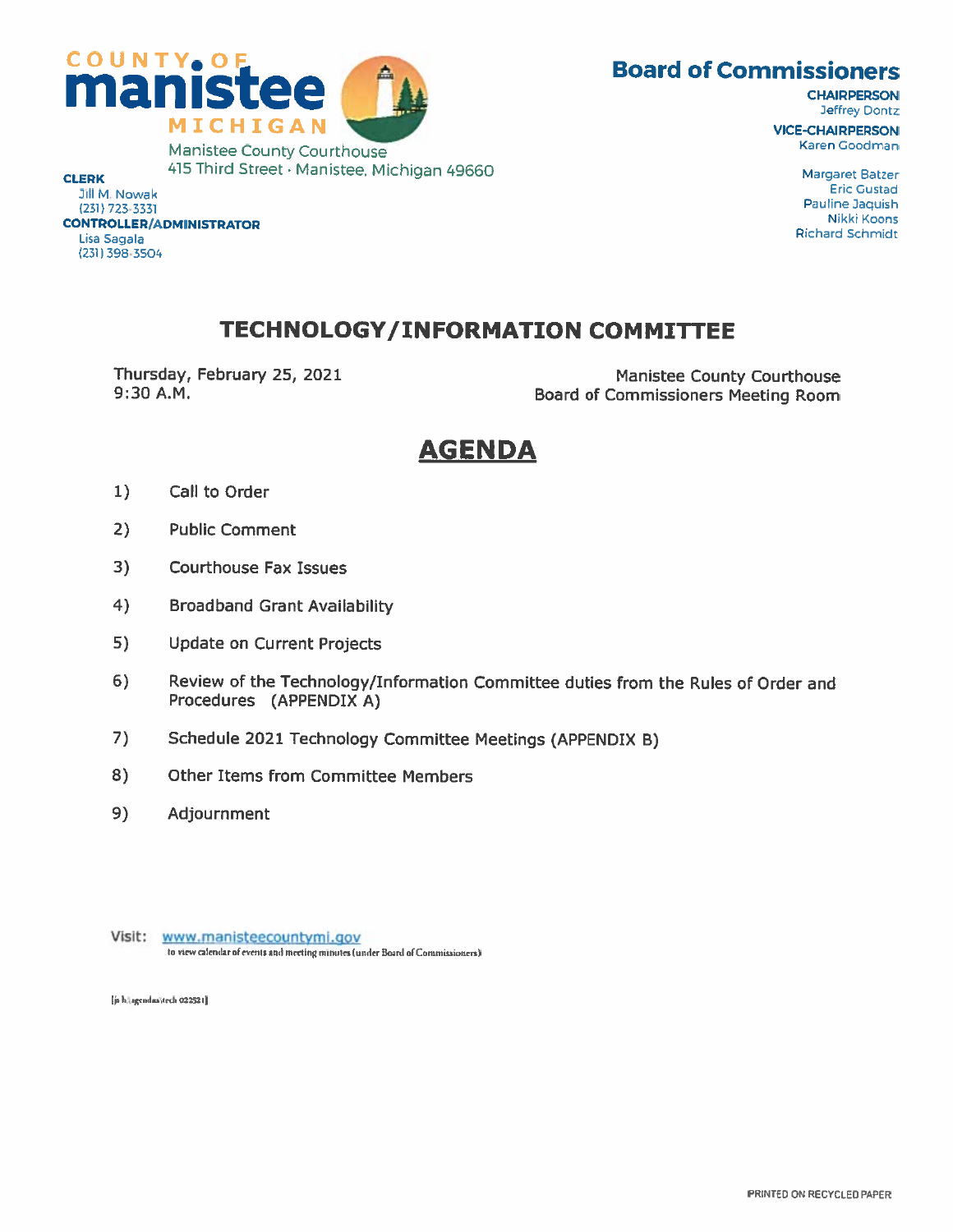COUNTY OF
**manistee**
MICHIGAN

Manistee County Courthouse
415 Third Street · Manistee, Michigan 49660

**CLERK**
Jill M. Nowak
(231) 723-3331

**CONTROLLER/ADMINISTRATOR**
Lisa Sagala
(231) 398-3504

## Board of Commissioners

**CHAIRPERSON**
Jeffrey Dontz

**VICE-CHAIRPERSON**
Karen Goodman

Margaret Batzer
Eric Gustad
Pauline Jaquish
Nikki Koons
Richard Schmidt

# TECHNOLOGY/INFORMATION COMMITTEE

Thursday, February 25, 2021
9:30 A.M.

Manistee County Courthouse
Board of Commissioners Meeting Room

## AGENDA

1) Call to Order
2) Public Comment
3) Courthouse Fax Issues
4) Broadband Grant Availability
5) Update on Current Projects
6) Review of the Technology/Information Committee duties from the Rules of Order and Procedures (APPENDIX A)
7) Schedule 2021 Technology Committee Meetings (APPENDIX B)
8) Other Items from Committee Members
9) Adjournment

Visit: www.manisteecountymi.gov
to view calendar of events and meeting minutes (under Board of Commissioners)

[js h:\agendas\tech 022521]

PRINTED ON RECYCLED PAPER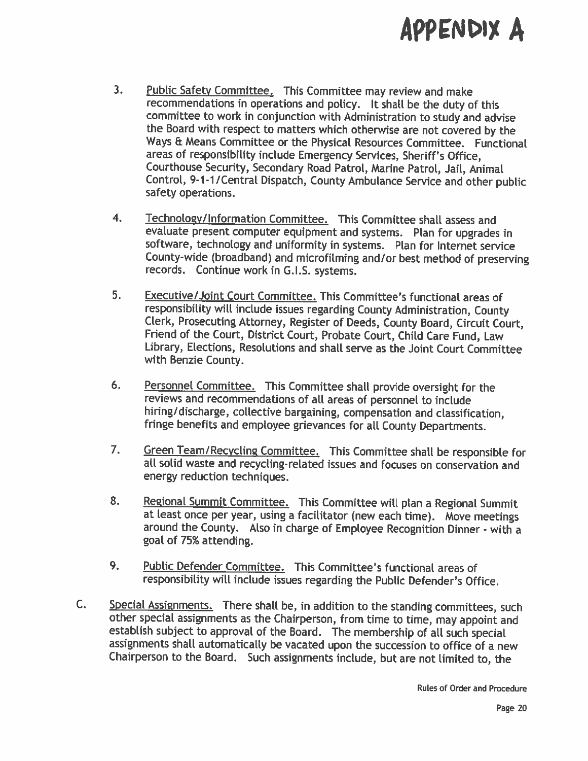# APPENDIX A

3. <u>Public Safety Committee.</u> This Committee may review and make recommendations in operations and policy. It shall be the duty of this committee to work in conjunction with Administration to study and advise the Board with respect to matters which otherwise are not covered by the Ways & Means Committee or the Physical Resources Committee. Functional areas of responsibility include Emergency Services, Sheriff's Office, Courthouse Security, Secondary Road Patrol, Marine Patrol, Jail, Animal Control, 9-1-1/Central Dispatch, County Ambulance Service and other public safety operations.

4. <u>Technology/Information Committee.</u> This Committee shall assess and evaluate present computer equipment and systems. Plan for upgrades in software, technology and uniformity in systems. Plan for Internet service County-wide (broadband) and microfilming and/or best method of preserving records. Continue work in G.I.S. systems.

5. <u>Executive/Joint Court Committee.</u> This Committee's functional areas of responsibility will include issues regarding County Administration, County Clerk, Prosecuting Attorney, Register of Deeds, County Board, Circuit Court, Friend of the Court, District Court, Probate Court, Child Care Fund, Law Library, Elections, Resolutions and shall serve as the Joint Court Committee with Benzie County.

6. <u>Personnel Committee.</u> This Committee shall provide oversight for the reviews and recommendations of all areas of personnel to include hiring/discharge, collective bargaining, compensation and classification, fringe benefits and employee grievances for all County Departments.

7. <u>Green Team/Recycling Committee.</u> This Committee shall be responsible for all solid waste and recycling-related issues and focuses on conservation and energy reduction techniques.

8. <u>Regional Summit Committee.</u> This Committee will plan a Regional Summit at least once per year, using a facilitator (new each time). Move meetings around the County. Also in charge of Employee Recognition Dinner - with a goal of 75% attending.

9. <u>Public Defender Committee.</u> This Committee's functional areas of responsibility will include issues regarding the Public Defender's Office.

C. <u>Special Assignments.</u> There shall be, in addition to the standing committees, such other special assignments as the Chairperson, from time to time, may appoint and establish subject to approval of the Board. The membership of all such special assignments shall automatically be vacated upon the succession to office of a new Chairperson to the Board. Such assignments include, but are not limited to, the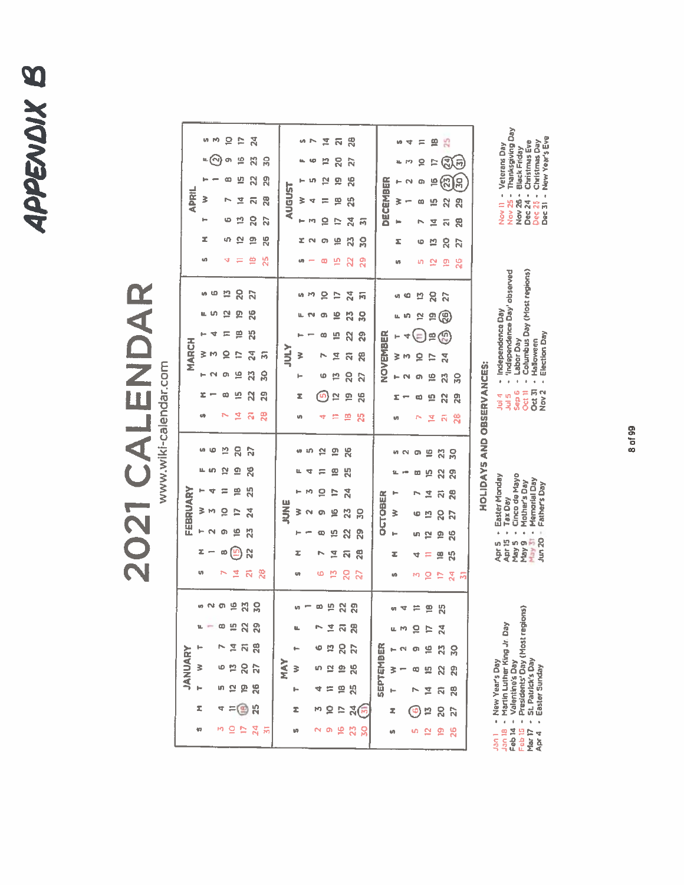# APPENDIX B

# 2021 CALENDAR

www.wiki-calendar.com

## JANUARY

| S | M | T | W | T | F | S |
|---|---|---|---|---|---|---|
| | | | | | 1 | 2 |
| 3 | 4 | 5 | 6 | 7 | 8 | 9 |
| 10 | 11 | 12 | 13 | 14 | 15 | 16 |
| 17 | 18 | 19 | 20 | 21 | 22 | 23 |
| 24 | 25 | 26 | 27 | 28 | 29 | 30 |
| 31 | | | | | | |

## FEBRUARY

| S | M | T | W | T | F | S |
|---|---|---|---|---|---|---|
| | 1 | 2 | 3 | 4 | 5 | 6 |
| 7 | 8 | 9 | 10 | 11 | 12 | 13 |
| 14 | 15 | 16 | 17 | 18 | 19 | 20 |
| 21 | 22 | 23 | 24 | 25 | 26 | 27 |
| 28 | | | | | | |

## MARCH

| S | M | T | W | T | F | S |
|---|---|---|---|---|---|---|
| | 1 | 2 | 3 | 4 | 5 | 6 |
| 7 | 8 | 9 | 10 | 11 | 12 | 13 |
| 14 | 15 | 16 | 17 | 18 | 19 | 20 |
| 21 | 22 | 23 | 24 | 25 | 26 | 27 |
| 28 | 29 | 30 | 31 | | | |

## APRIL

| S | M | T | W | T | F | S |
|---|---|---|---|---|---|---|
| | | | | 1 | 2 | 3 |
| 4 | 5 | 6 | 7 | 8 | 9 | 10 |
| 11 | 12 | 13 | 14 | 15 | 16 | 17 |
| 18 | 19 | 20 | 21 | 22 | 23 | 24 |
| 25 | 26 | 27 | 28 | 29 | 30 | |

## MAY

| S | M | T | W | T | F | S |
|---|---|---|---|---|---|---|
| | | | | | | 1 |
| 2 | 3 | 4 | 5 | 6 | 7 | 8 |
| 9 | 10 | 11 | 12 | 13 | 14 | 15 |
| 16 | 17 | 18 | 19 | 20 | 21 | 22 |
| 23 | 24 | 25 | 26 | 27 | 28 | 29 |
| 30 | 31 | | | | | |

## JUNE

| S | M | T | W | T | F | S |
|---|---|---|---|---|---|---|
| | | 1 | 2 | 3 | 4 | 5 |
| 6 | 7 | 8 | 9 | 10 | 11 | 12 |
| 13 | 14 | 15 | 16 | 17 | 18 | 19 |
| 20 | 21 | 22 | 23 | 24 | 25 | 26 |
| 27 | 28 | 29 | 30 | | | |

## JULY

| S | M | T | W | T | F | S |
|---|---|---|---|---|---|---|
| | | | | 1 | 2 | 3 |
| 4 | 5 | 6 | 7 | 8 | 9 | 10 |
| 11 | 12 | 13 | 14 | 15 | 16 | 17 |
| 18 | 19 | 20 | 21 | 22 | 23 | 24 |
| 25 | 26 | 27 | 28 | 29 | 30 | 31 |

## AUGUST

| S | M | T | W | T | F | S |
|---|---|---|---|---|---|---|
| 1 | 2 | 3 | 4 | 5 | 6 | 7 |
| 8 | 9 | 10 | 11 | 12 | 13 | 14 |
| 15 | 16 | 17 | 18 | 19 | 20 | 21 |
| 22 | 23 | 24 | 25 | 26 | 27 | 28 |
| 29 | 30 | 31 | | | | |

## SEPTEMBER

| S | M | T | W | T | F | S |
|---|---|---|---|---|---|---|
| | | | 1 | 2 | 3 | 4 |
| 5 | 6 | 7 | 8 | 9 | 10 | 11 |
| 12 | 13 | 14 | 15 | 16 | 17 | 18 |
| 19 | 20 | 21 | 22 | 23 | 24 | 25 |
| 26 | 27 | 28 | 29 | 30 | | |

## OCTOBER

| S | M | T | W | T | F | S |
|---|---|---|---|---|---|---|
| | | | | | 1 | 2 |
| 3 | 4 | 5 | 6 | 7 | 8 | 9 |
| 10 | 11 | 12 | 13 | 14 | 15 | 16 |
| 17 | 18 | 19 | 20 | 21 | 22 | 23 |
| 24 | 25 | 26 | 27 | 28 | 29 | 30 |
| 31 | | | | | | |

## NOVEMBER

| S | M | T | W | T | F | S |
|---|---|---|---|---|---|---|
| | 1 | 2 | 3 | 4 | 5 | 6 |
| 7 | 8 | 9 | 10 | 11 | 12 | 13 |
| 14 | 15 | 16 | 17 | 18 | 19 | 20 |
| 21 | 22 | 23 | 24 | 25 | 26 | 27 |
| 28 | 29 | 30 | | | | |

## DECEMBER

| S | M | T | W | T | F | S |
|---|---|---|---|---|---|---|
| | | | 1 | 2 | 3 | 4 |
| 5 | 6 | 7 | 8 | 9 | 10 | 11 |
| 12 | 13 | 14 | 15 | 16 | 17 | 18 |
| 19 | 20 | 21 | 22 | 23 | 24 | 25 |
| 26 | 27 | 28 | 29 | 30 | 31 | |

## HOLIDAYS AND OBSERVANCES:

- Jan 1 - New Year's Day
- Jan 18 - Martin Luther King Jr. Day
- Feb 14 - Valentine's Day
- Feb 15 - Presidents' Day (Most regions)
- Mar 17 - St. Patrick's Day
- Apr 4 - Easter Sunday
- Apr 5 - Easter Monday
- Apr 15 - Tax Day
- May 5 - Cinco de Mayo
- May 9 - Mother's Day
- May 31 - Memorial Day
- Jun 20 - Father's Day
- Jul 4 - Independence Day
- Jul 5 - 'Independence Day' observed
- Sep 6 - Labor Day
- Oct 11 - Columbus Day (Most regions)
- Oct 31 - Halloween
- Nov 2 - Election Day
- Nov 11 - Veterans Day
- Nov 25 - Thanksgiving Day
- Nov 26 - Black Friday
- Dec 24 - Christmas Eve
- Dec 25 - Christmas Day
- Dec 31 - New Year's Eve